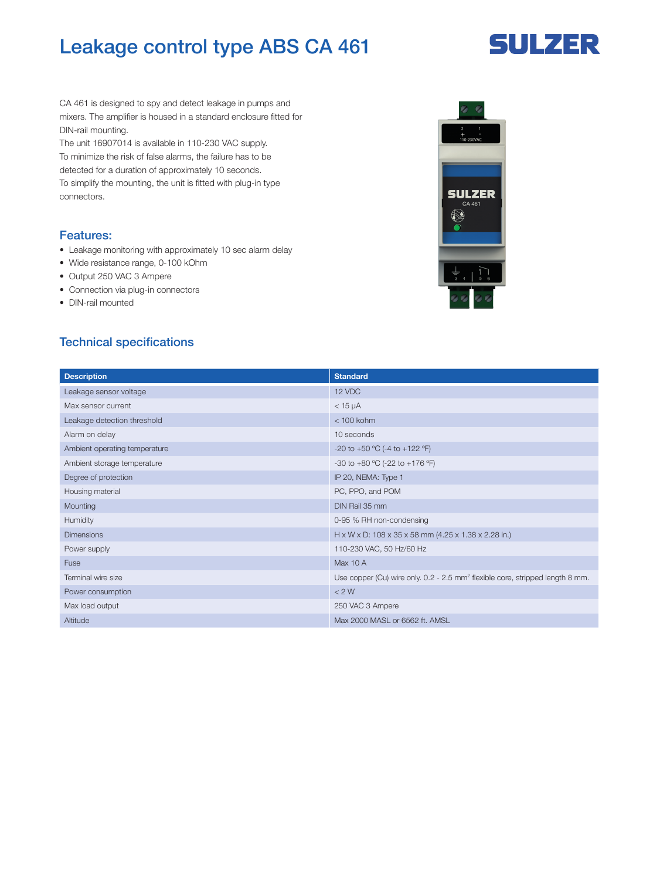# Leakage control type ABS CA 461

SULZER

CA 461 is designed to spy and detect leakage in pumps and mixers. The amplifier is housed in a standard enclosure fitted for DIN-rail mounting.
The unit 16907014 is available in 110-230 VAC supply.
To minimize the risk of false alarms, the failure has to be detected for a duration of approximately 10 seconds.
To simplify the mounting, the unit is fitted with plug-in type connectors.

## Features:

- Leakage monitoring with approximately 10 sec alarm delay
- Wide resistance range, 0-100 kOhm
- Output 250 VAC 3 Ampere
- Connection via plug-in connectors
- DIN-rail mounted

## Technical specifications

| Description | Standard |
|---|---|
| Leakage sensor voltage | 12 VDC |
| Max sensor current | < 15 µA |
| Leakage detection threshold | < 100 kohm |
| Alarm on delay | 10 seconds |
| Ambient operating temperature | -20 to +50 °C (-4 to +122 °F) |
| Ambient storage temperature | -30 to +80 °C (-22 to +176 °F) |
| Degree of protection | IP 20, NEMA: Type 1 |
| Housing material | PC, PPO, and POM |
| Mounting | DIN Rail 35 mm |
| Humidity | 0-95 % RH non-condensing |
| Dimensions | H x W x D: 108 x 35 x 58 mm (4.25 x 1.38 x 2.28 in.) |
| Power supply | 110-230 VAC, 50 Hz/60 Hz |
| Fuse | Max 10 A |
| Terminal wire size | Use copper (Cu) wire only. 0.2 - 2.5 mm² flexible core, stripped length 8 mm. |
| Power consumption | < 2 W |
| Max load output | 250 VAC 3 Ampere |
| Altitude | Max 2000 MASL or 6562 ft. AMSL |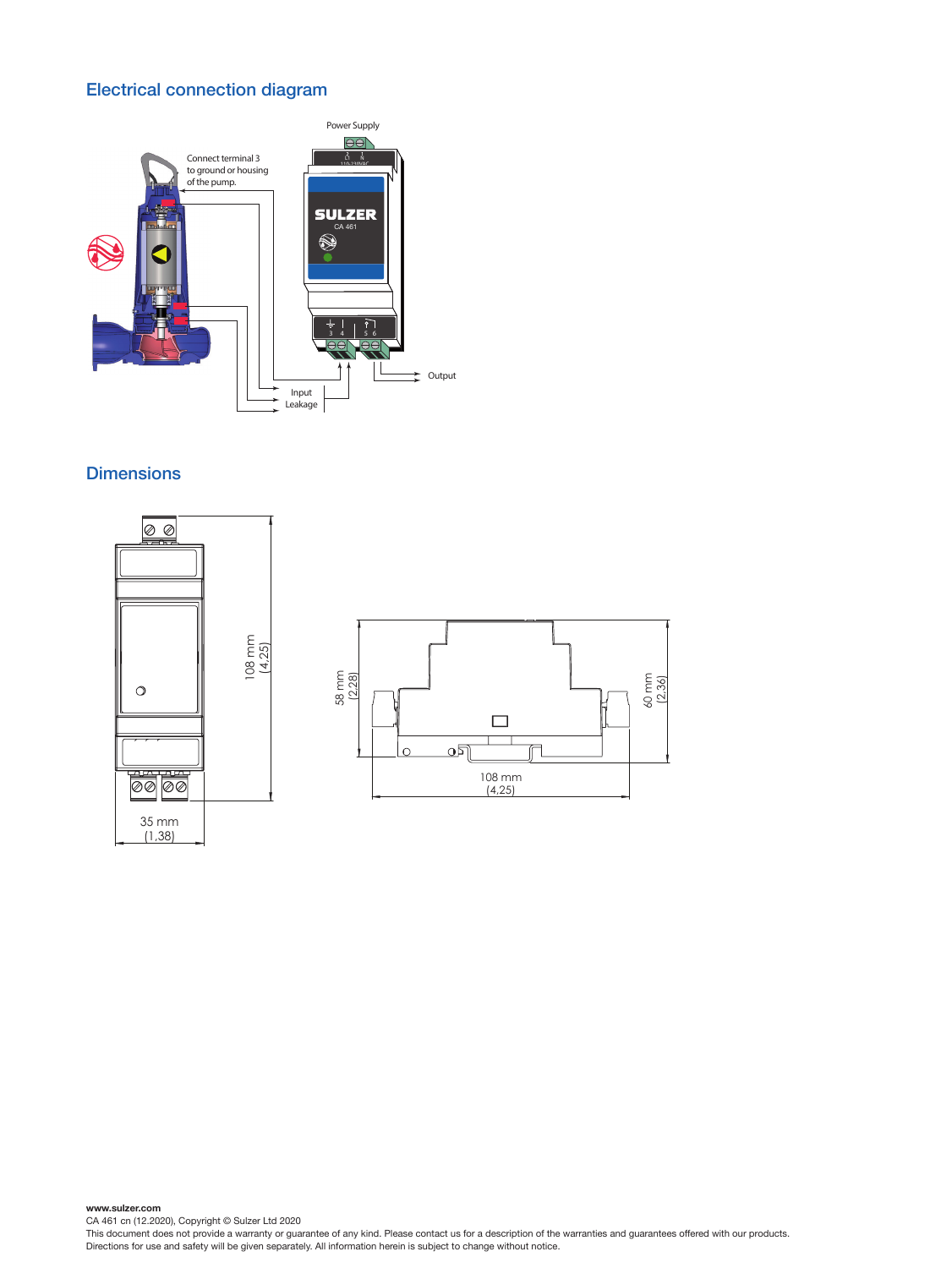## Electrical connection diagram

Power Supply

Connect terminal 3 to ground or housing of the pump.

SULZER

CA 461

Output

Input Leakage

## Dimensions

108 mm (4,25)

35 mm (1,38)

58 mm (2,28)

60 mm (2,36)

108 mm (4,25)

**www.sulzer.com**

CA 461 cn (12.2020), Copyright © Sulzer Ltd 2020

This document does not provide a warranty or guarantee of any kind. Please contact us for a description of the warranties and guarantees offered with our products. Directions for use and safety will be given separately. All information herein is subject to change without notice.